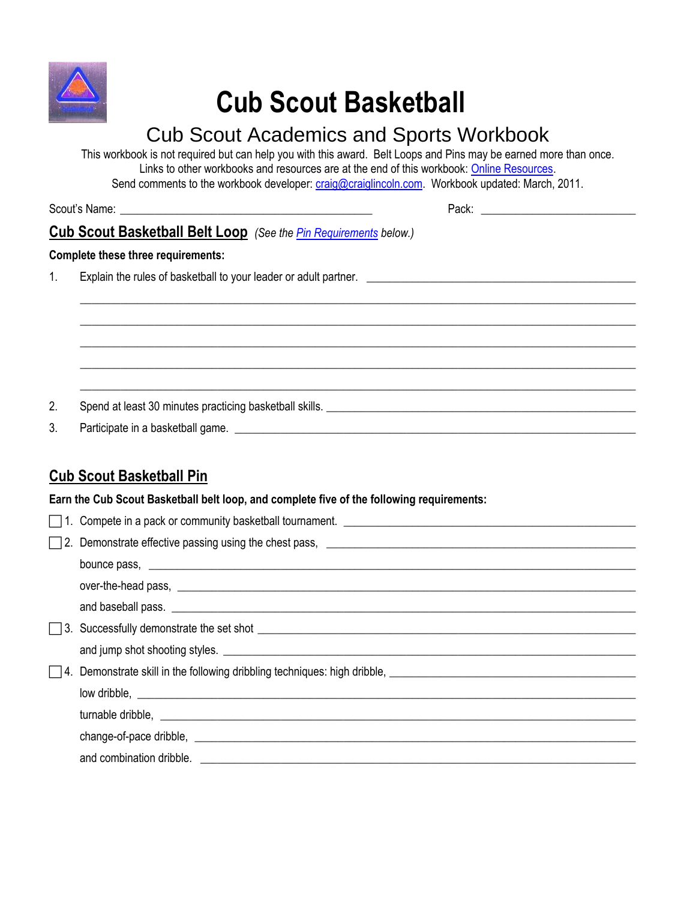# Cub Scout Basketball

## Cub Scout Academics and Sports Workbook

This workbook is not required but can help you with this award. Belt Loops and Pins may be earned more than once.
Links to other workbooks and resources are at the end of this workbook: Online Resources.
Send comments to the workbook developer: craig@craiglincoln.com. Workbook updated: March, 2011.

Scout's Name: ________________________________________ Pack: ________________________

## Cub Scout Basketball Belt Loop *(See the Pin Requirements below.)*

**Complete these three requirements:**

1. Explain the rules of basketball to your leader or adult partner. ________________________________________
________________________________________________________________________________
________________________________________________________________________________
________________________________________________________________________________
________________________________________________________________________________
________________________________________________________________________________
2. Spend at least 30 minutes practicing basketball skills. ________________________________________
3. Participate in a basketball game. ________________________________________

## Cub Scout Basketball Pin

**Earn the Cub Scout Basketball belt loop, and complete five of the following requirements:**

- [ ] 1. Compete in a pack or community basketball tournament. ________________________________________
- [ ] 2. Demonstrate effective passing using the chest pass, ________________________________________
  bounce pass, ________________________________________
  over-the-head pass, ________________________________________
  and baseball pass. ________________________________________
- [ ] 3. Successfully demonstrate the set shot ________________________________________
  and jump shot shooting styles. ________________________________________
- [ ] 4. Demonstrate skill in the following dribbling techniques: high dribble, ________________________________________
  low dribble, ________________________________________
  turnable dribble, ________________________________________
  change-of-pace dribble, ________________________________________
  and combination dribble. ________________________________________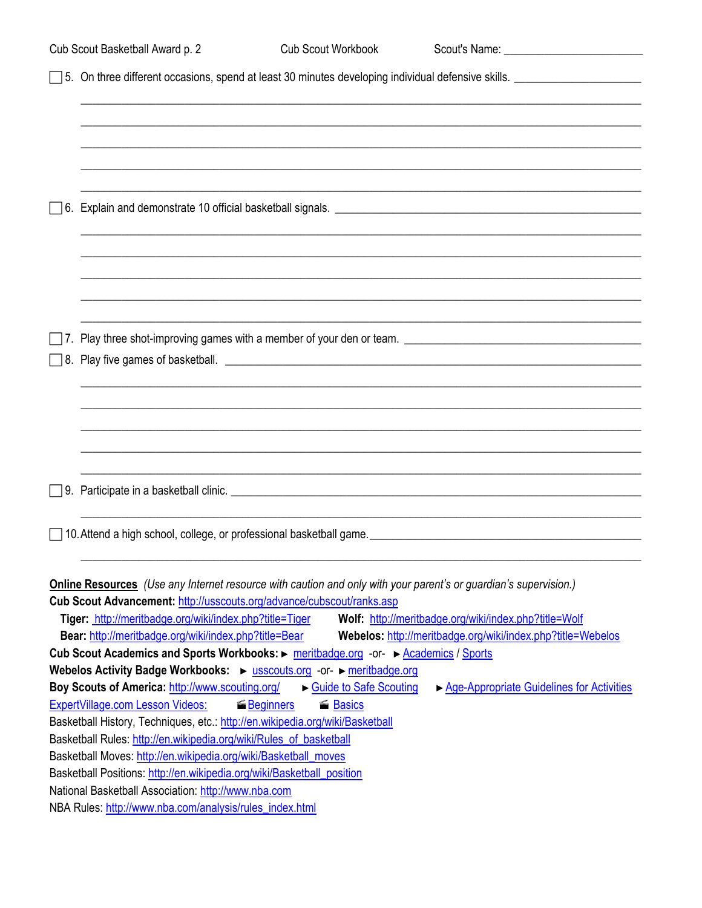Scout's Name: ________________________

- [ ] 5. On three different occasions, spend at least 30 minutes developing individual defensive skills. ____________________

____________________________________________________________________________________

____________________________________________________________________________________

____________________________________________________________________________________

____________________________________________________________________________________

____________________________________________________________________________________

- [ ] 6. Explain and demonstrate 10 official basketball signals. ____________________________________________

____________________________________________________________________________________

____________________________________________________________________________________

____________________________________________________________________________________

____________________________________________________________________________________

____________________________________________________________________________________

- [ ] 7. Play three shot-improving games with a member of your den or team. ________________________________
- [ ] 8. Play five games of basketball. ____________________________________________________________

____________________________________________________________________________________

____________________________________________________________________________________

____________________________________________________________________________________

____________________________________________________________________________________

____________________________________________________________________________________

- [ ] 9. Participate in a basketball clinic. ____________________________________________________________

____________________________________________________________________________________

- [ ] 10. Attend a high school, college, or professional basketball game. ________________________________________

____________________________________________________________________________________

**Online Resources** *(Use any Internet resource with caution and only with your parent's or guardian's supervision.)*

**Cub Scout Advancement:** http://usscouts.org/advance/cubscout/ranks.asp

**Tiger:** http://meritbadge.org/wiki/index.php?title=Tiger **Wolf:** http://meritbadge.org/wiki/index.php?title=Wolf

**Bear:** http://meritbadge.org/wiki/index.php?title=Bear **Webelos:** http://meritbadge.org/wiki/index.php?title=Webelos

**Cub Scout Academics and Sports Workbooks:** ► meritbadge.org -or- ► Academics / Sports

**Webelos Activity Badge Workbooks:** ► usscouts.org -or- ► meritbadge.org

**Boy Scouts of America:** http://www.scouting.org/ ► Guide to Safe Scouting ► Age-Appropriate Guidelines for Activities

ExpertVillage.com Lesson Videos: Beginners Basics

Basketball History, Techniques, etc.: http://en.wikipedia.org/wiki/Basketball

Basketball Rules: http://en.wikipedia.org/wiki/Rules_of_basketball

Basketball Moves: http://en.wikipedia.org/wiki/Basketball_moves

Basketball Positions: http://en.wikipedia.org/wiki/Basketball_position

National Basketball Association: http://www.nba.com

NBA Rules: http://www.nba.com/analysis/rules_index.html